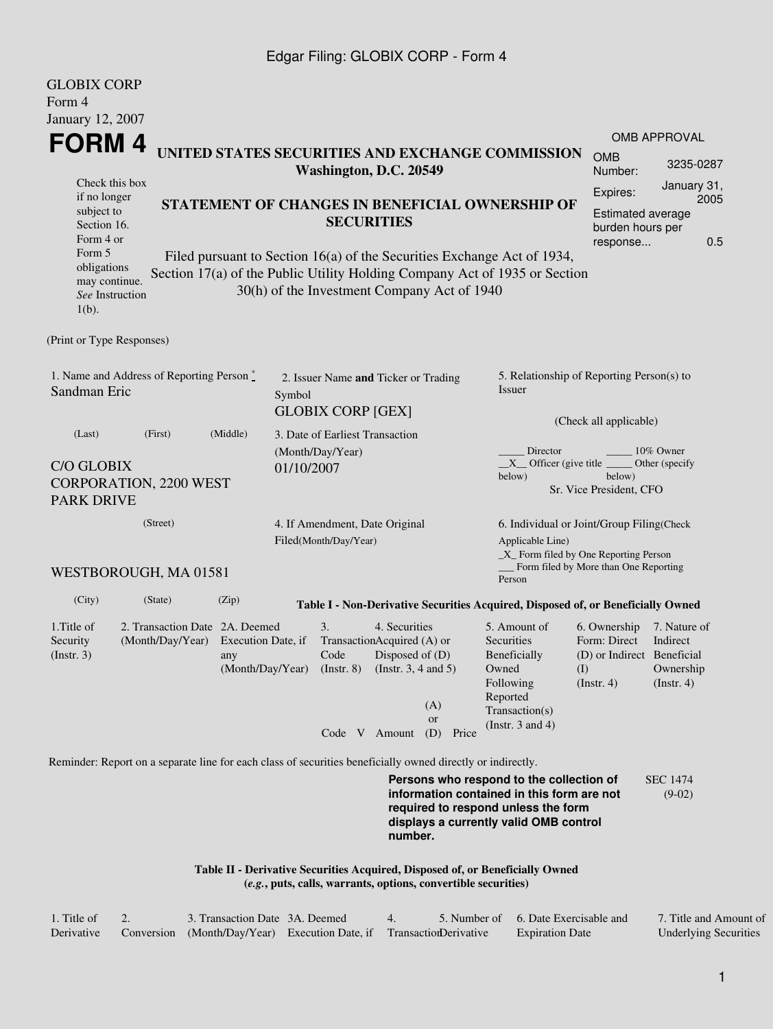GLOBIX CORP
Form 4
January 12, 2007

# FORM 4

Check this box if no longer subject to Section 16. Form 4 or Form 5 obligations may continue. *See* Instruction 1(b).

## UNITED STATES SECURITIES AND EXCHANGE COMMISSION
**Washington, D.C. 20549**

## STATEMENT OF CHANGES IN BENEFICIAL OWNERSHIP OF SECURITIES

Filed pursuant to Section 16(a) of the Securities Exchange Act of 1934, Section 17(a) of the Public Utility Holding Company Act of 1935 or Section 30(h) of the Investment Company Act of 1940

| OMB APPROVAL | |
|---|---|
| OMB Number: | 3235-0287 |
| Expires: | January 31, 2005 |
| Estimated average burden hours per response... | 0.5 |

(Print or Type Responses)

| 1. Name and Address of Reporting Person * | 2. Issuer Name **and** Ticker or Trading Symbol | 5. Relationship of Reporting Person(s) to Issuer |
|---|---|---|
| Sandman Eric | GLOBIX CORP [GEX] | (Check all applicable) |
| (Last) (First) (Middle) | 3. Date of Earliest Transaction (Month/Day/Year) | _____ Director _____ 10% Owner |
| C/O GLOBIX CORPORATION, 2200 WEST PARK DRIVE | 01/10/2007 | \_\_X\_\_ Officer (give title below) _____ Other (specify below) |
| (Street) | 4. If Amendment, Date Original Filed(Month/Day/Year) | Sr. Vice President, CFO |
| WESTBOROUGH, MA 01581 | | 6. Individual or Joint/Group Filing(Check Applicable Line) |
| (City) (State) (Zip) | | \_X\_ Form filed by One Reporting Person |
| | | ___ Form filed by More than One Reporting Person |

**Table I - Non-Derivative Securities Acquired, Disposed of, or Beneficially Owned**

| 1.Title of Security (Instr. 3) | 2. Transaction Date (Month/Day/Year) | 2A. Deemed Execution Date, if any (Month/Day/Year) | 3. Transaction Code (Instr. 8) | | 4. Securities Acquired (A) or Disposed of (D) (Instr. 3, 4 and 5) | | | 5. Amount of Securities Beneficially Owned Following Reported Transaction(s) (Instr. 3 and 4) | 6. Ownership Form: Direct (D) or Indirect (I) (Instr. 4) | 7. Nature of Indirect Beneficial Ownership (Instr. 4) |
|---|---|---|---|---|---|---|---|---|---|---|
| | | | Code | V | Amount | (A) or (D) | Price | | | |

Reminder: Report on a separate line for each class of securities beneficially owned directly or indirectly.

**Persons who respond to the collection of information contained in this form are not required to respond unless the form displays a currently valid OMB control number.**

SEC 1474 (9-02)

**Table II - Derivative Securities Acquired, Disposed of, or Beneficially Owned**
**(*e.g.*, puts, calls, warrants, options, convertible securities)**

| 1. Title of Derivative | 2. Conversion | 3. Transaction Date (Month/Day/Year) | 3A. Deemed Execution Date, if | 4. Transaction | 5. Number of Derivative | 6. Date Exercisable and Expiration Date | 7. Title and Amount of Underlying Securities |
|---|---|---|---|---|---|---|---|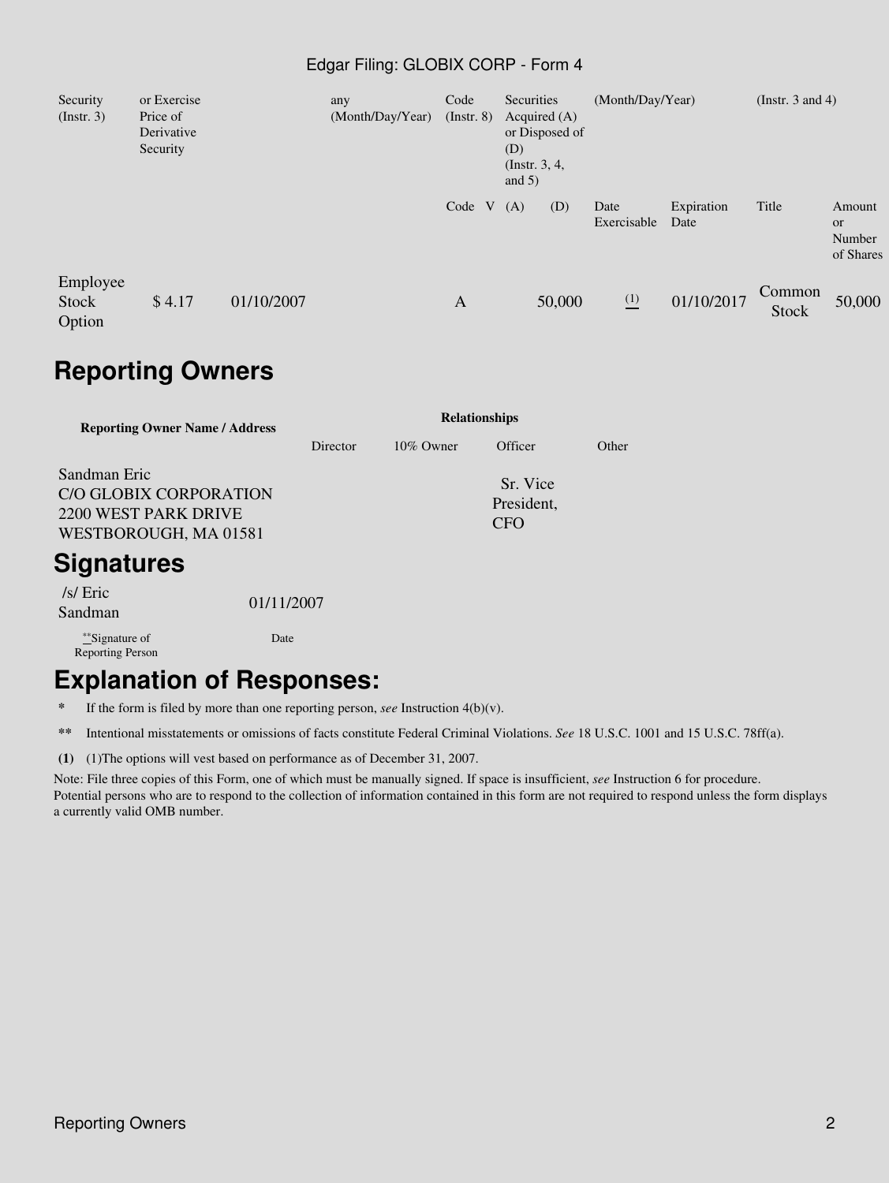| Security (Instr. 3) | or Exercise Price of Derivative Security | | any (Month/Day/Year) | Code (Instr. 8) | | Securities Acquired (A) or Disposed of (D) (Instr. 3, 4, and 5) | | (Month/Day/Year) | | (Instr. 3 and 4) | |
|---|---|---|---|---|---|---|---|---|---|---|---|
| | | | | Code | V | (A) | (D) | Date Exercisable | Expiration Date | Title | Amount or Number of Shares |
| Employee Stock Option | $ 4.17 | 01/10/2007 | | A | | | 50,000 | (1) | 01/10/2017 | Common Stock | 50,000 |

# Reporting Owners

| Reporting Owner Name / Address | Relationships | | | |
|---|---|---|---|---|
| | Director | 10% Owner | Officer | Other |
| Sandman Eric<br>C/O GLOBIX CORPORATION<br>2200 WEST PARK DRIVE<br>WESTBOROUGH, MA 01581 | | | Sr. Vice President, CFO | |

# Signatures

| | |
|---|---|
| /s/ Eric Sandman | 01/11/2007 |
| **Signature of Reporting Person | Date |

# Explanation of Responses:

\* If the form is filed by more than one reporting person, *see* Instruction 4(b)(v).

\*\* Intentional misstatements or omissions of facts constitute Federal Criminal Violations. *See* 18 U.S.C. 1001 and 15 U.S.C. 78ff(a).

**(1)** (1)The options will vest based on performance as of December 31, 2007.

Note: File three copies of this Form, one of which must be manually signed. If space is insufficient, *see* Instruction 6 for procedure.
Potential persons who are to respond to the collection of information contained in this form are not required to respond unless the form displays a currently valid OMB number.